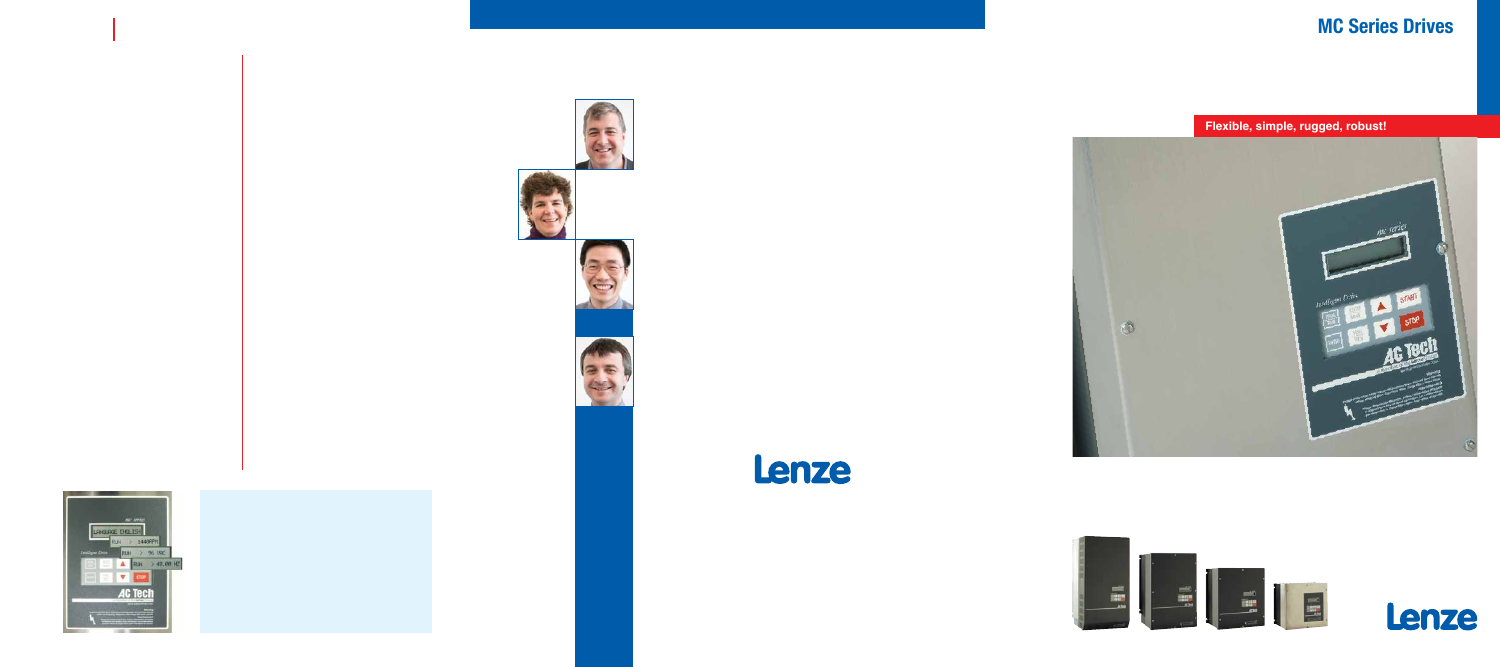# MC Series Drives

**Flexible, simple, rugged, robust!**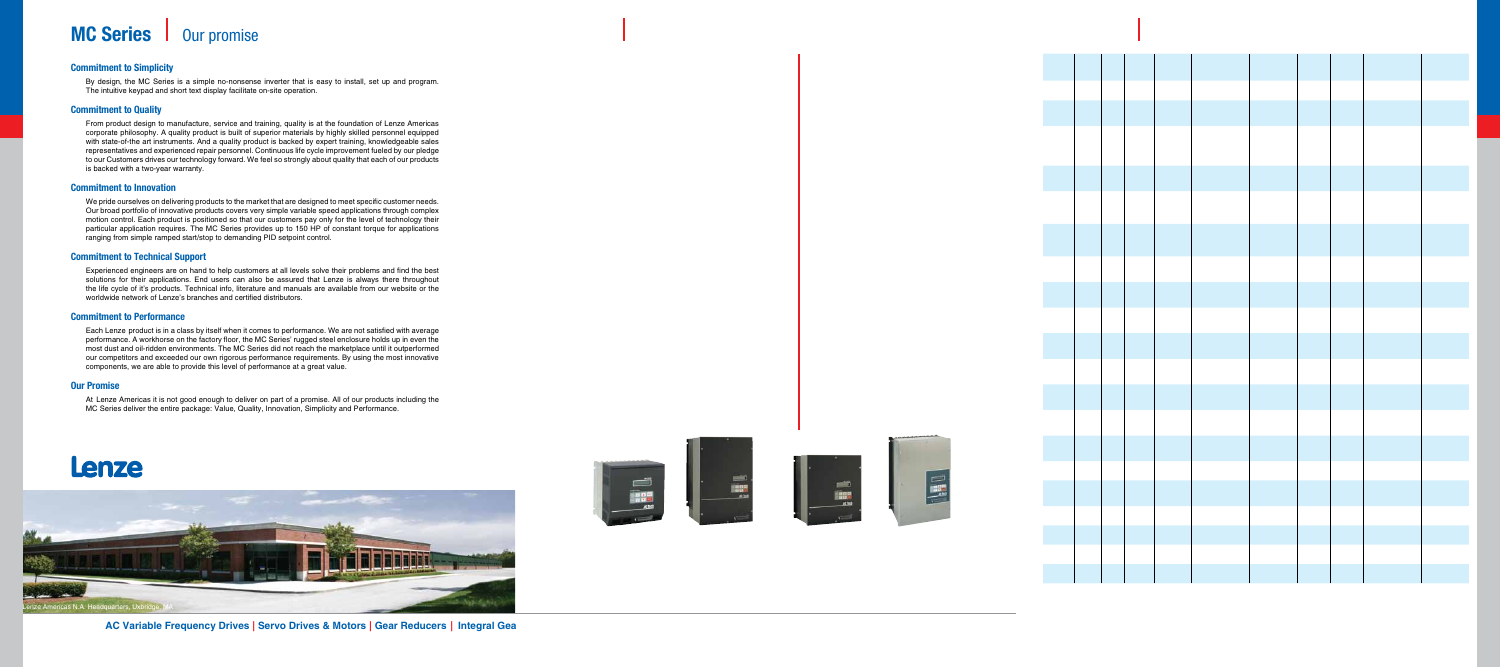# MC Series | Our promise

### Commitment to Simplicity

By design, the MC Series is a simple no-nonsense inverter that is easy to install, set up and program. The intuitive keypad and short text display facilitate on-site operation.

### Commitment to Quality

From product design to manufacture, service and training, quality is at the foundation of Lenze Americas corporate philosophy. A quality product is built of superior materials by highly skilled personnel equipped with state-of-the art instruments. And a quality product is backed by expert training, knowledgeable sales representatives and experienced repair personnel. Continuous life cycle improvement fueled by our pledge to our Customers drives our technology forward. We feel so strongly about quality that each of our products is backed with a two-year warranty.

### Commitment to Innovation

We pride ourselves on delivering products to the market that are designed to meet specific customer needs. Our broad portfolio of innovative products covers very simple variable speed applications through complex motion control. Each product is positioned so that our customers pay only for the level of technology their particular application requires. The MC Series provides up to 150 HP of constant torque for applications ranging from simple ramped start/stop to demanding PID setpoint control.

### Commitment to Technical Support

Experienced engineers are on hand to help customers at all levels solve their problems and find the best solutions for their applications. End users can also be assured that Lenze is always there throughout the life cycle of it's products. Technical info, literature and manuals are available from our website or the worldwide network of Lenze's branches and certified distributors.

### Commitment to Performance

Each Lenze product is in a class by itself when it comes to performance. We are not satisfied with average performance. A workhorse on the factory floor, the MC Series' rugged steel enclosure holds up in even the most dust and oil-ridden environments. The MC Series did not reach the marketplace until it outperformed our competitors and exceeded our own rigorous performance requirements. By using the most innovative components, we are able to provide this level of performance at a great value.

### Our Promise

At Lenze Americas it is not good enough to deliver on part of a promise. All of our products including the MC Series deliver the entire package: Value, Quality, Innovation, Simplicity and Performance.

Lenze

Lenze Americas N.A. Headquarters, Uxbridge, MA

AC Variable Frequency Drives | Servo Drives & Motors | Gear Reducers | Integral Gea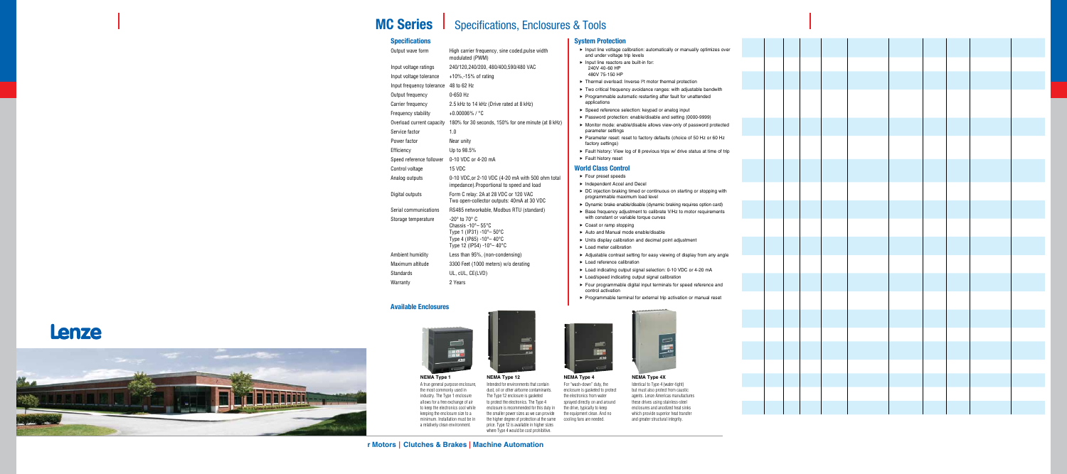# MC Series | Specifications, Enclosures & Tools

## Specifications

| | |
|---|---|
| Output wave form | High carrier frequency, sine coded,pulse width modulated (PWM) |
| Input voltage ratings | 240/120,240/200, 480/400,590/480 VAC |
| Input voltage tolerance | +10%,-15% of rating |
| Input frequency tolerance | 48 to 62 Hz |
| Output frequency | 0-650 Hz |
| Carrier frequency | 2.5 kHz to 14 kHz (Drive rated at 8 kHz) |
| Frequency stability | +0.00006% / °C |
| Overload current capacity | 180% for 30 seconds, 150% for one minute (at 8 kHz) |
| Service factor | 1.0 |
| Power factor | Near unity |
| Efficiency | Up to 98.5% |
| Speed reference follower | 0-10 VDC or 4-20 mA |
| Control voltage | 15 VDC |
| Analog outputs | 0-10 VDC,or 2-10 VDC (4-20 mA with 500 ohm total impedance).Proportional to speed and load |
| Digital outputs | Form C relay: 2A at 28 VDC or 120 VAC<br>Two open-collector outputs: 40mA at 30 VDC |
| Serial communications | RS485 networkable, Modbus RTU (standard) |
| Storage temperature | -20° to 70° C<br>Chassis -10°– 55°C<br>Type 1 (IP31) -10°– 50°C<br>Type 4 (IP65) -10°– 40°C<br>Type 12 (IP54) -10°– 40°C |
| Ambient humidity | Less than 95%, (non-condensing) |
| Maximum altitude | 3300 Feet (1000 meters) w/o derating |
| Standards | UL, cUL, CE(LVD) |
| Warranty | 2 Years |

## System Protection

- Input line voltage calibration: automatically or manually optimizes over and under voltage trip levels
- Input line reactors are built-in for:
  240V 40-60 HP
  480V 75-150 HP
- Thermal overload: Inverse I²t motor thermal protection
- Two critical frequency avoidance ranges: with adjustable bandwith
- Programmable automatic restarting after fault for unattended applications
- Speed reference selection: keypad or analog input
- Password protection: enable/disable and setting (0000-9999)
- Monitor mode: enable/disable allows view-only of password protected parameter settings
- Parameter reset: reset to factory defaults (choice of 50 Hz or 60 Hz factory settings)
- Fault history: View log of 8 previous trips w/ drive status at time of trip
- Fault history reset

## World Class Control

- Four preset speeds
- Independent Accel and Decel
- DC injection braking timed or continuous on starting or stopping with programmable maximum load level
- Dynamic brake enable/disable (dynamic braking requires option card)
- Base frequency adjustment to calibrate V/Hz to motor requirements with constant or variable torque curves
- Coast or ramp stopping
- Auto and Manual mode enable/disable
- Units display calibration and decimal point adjustment
- Load meter calibration
- Adjustable contrast setting for easy viewing of display from any angle
- Load reference calibration
- Load indicating output signal selection: 0-10 VDC or 4-20 mA
- Load/speed indicating output signal calibration
- Four programmable digital input terminals for speed reference and control activation
- Programmable terminal for external trip activation or manual reset

## Available Enclosures

**NEMA Type 1**
A true general purpose enclosure, the most commonly used in industry. The Type 1 enclosure allows for a free exchange of air to keep the electronics cool while keeping the enclosure size to a minimum. Installation must be in a relatively clean environment.

**NEMA Type 12**
Intended for environments that contain dust, oil or other airborne contaminants. The Type 12 enclosure is gasketed to protect the electronics. The Type 4 enclosure is recommended for this duty in the smaller power sizes as we can provide the higher degree of protection at the same price. Type 12 is available in higher sizes where Type 4 would be cost prohibitive.

**NEMA Type 4**
For "wash-down" duty, the enclosure is gasketed to protect the electronics from water sprayed directly on and around the drive, typically to keep the equipment clean. And no cooling fans are needed.

**NEMA Type 4X**
Identical to Type 4 (water-tight) but must also protect from caustic agents. Lenze Americas manufactures these drives using stainless-steel enclosures and anodized heat sinks which provide superior heat transfer and greater structural integrity.

Lenze

r Motors | Clutches & Brakes | Machine Automation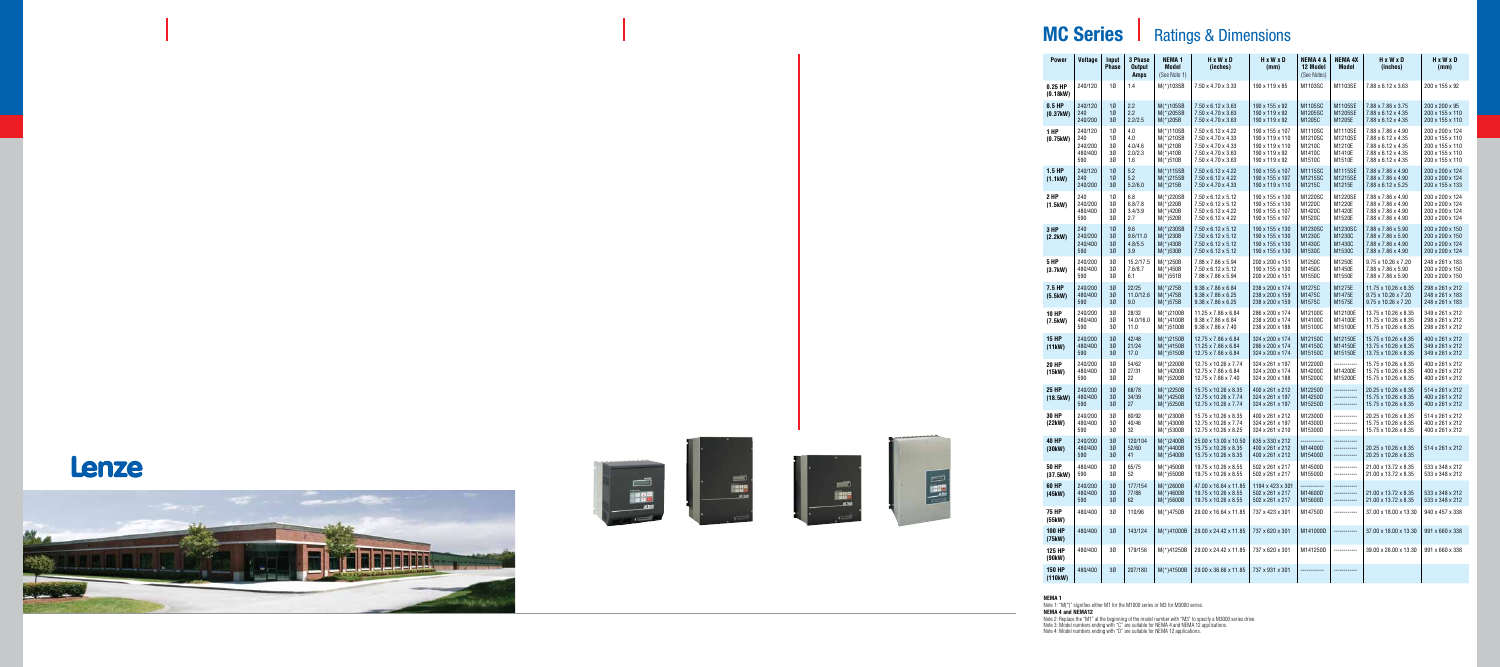Lenze

# MC Series | Ratings & Dimensions

| Power | Voltage | Input Phase | 3 Phase Output Amps | NEMA 1 Model (See Note 1) | H x W x D (inches) | H x W x D (mm) | NEMA 4 & 12 Model (See Notes) | NEMA 4X Model | H x W x D (inches) | H x W x D (mm) |
|---|---|---|---|---|---|---|---|---|---|---|
| 0.25 HP (0.18kW) | 240/120 | 1Ø | 1.4 | M(*)1035B | 7.50 x 4.70 x 3.33 | 190 x 119 x 85 | M1103SC | M1103SE | 7.88 x 6.12 x 3.63 | 200 x 155 x 92 |
| 0.5 HP (0.37kW) | 240/120<br>240<br>240/200 | 1Ø<br>1Ø<br>3Ø | 2.2<br>2.2<br>2.2/2.5 | M(*)105SB<br>M(*)205SB<br>M(*)205B | 7.50 x 6.12 x 3.63<br>7.50 x 4.70 x 3.63<br>7.50 x 4.70 x 3.63 | 190 x 155 x 92<br>190 x 119 x 92<br>190 x 119 x 92 | M1105SC<br>M1205SC<br>M1205C | M1105SE<br>M1205SE<br>M1205E | 7.88 x 7.86 x 3.75<br>7.88 x 6.12 x 4.35<br>7.88 x 6.12 x 4.35 | 200 x 200 x 95<br>200 x 155 x 110<br>200 x 155 x 110 |
| 1 HP (0.75kW) | 240/120<br>240<br>240/200<br>480/400<br>590 | 1Ø<br>1Ø<br>3Ø<br>3Ø<br>3Ø | 4.0<br>4.0<br>4.0/4.6<br>2.0/2.3<br>1.6 | M(*)110SB<br>M(*)210SB<br>M(*)210B<br>M(*)410B<br>M(*)510B | 7.50 x 6.12 x 4.22<br>7.50 x 4.70 x 4.33<br>7.50 x 4.70 x 4.33<br>7.50 x 4.70 x 3.63<br>7.50 x 4.70 x 3.63 | 190 x 155 x 107<br>190 x 119 x 110<br>190 x 119 x 110<br>190 x 119 x 92<br>190 x 119 x 92 | M1110SC<br>M1210SC<br>M1210C<br>M1410C<br>M1510C | M1110SE<br>M1210SE<br>M1210E<br>M1410E<br>M1510E | 7.88 x 7.86 x 4.90<br>7.88 x 6.12 x 4.35<br>7.88 x 6.12 x 4.35<br>7.88 x 6.12 x 4.35<br>7.88 x 6.12 x 4.35 | 200 x 200 x 124<br>200 x 155 x 110<br>200 x 155 x 110<br>200 x 155 x 110<br>200 x 155 x 110 |
| 1.5 HP (1.1kW) | 240/120<br>240<br>240/200 | 1Ø<br>1Ø<br>3Ø | 5.2<br>5.2<br>5.2/6.0 | M(*)115SB<br>M(*)215SB<br>M(*)215B | 7.50 x 6.12 x 4.22<br>7.50 x 6.12 x 4.22<br>7.50 x 4.70 x 4.33 | 190 x 155 x 107<br>190 x 155 x 107<br>190 x 119 x 110 | M1115SC<br>M1215SC<br>M1215C | M1115SE<br>M1215SE<br>M1215E | 7.88 x 7.86 x 4.90<br>7.88 x 7.86 x 4.90<br>7.88 x 6.12 x 5.25 | 200 x 200 x 124<br>200 x 200 x 124<br>200 x 155 x 133 |
| 2 HP (1.5kW) | 240<br>240/200<br>480/400<br>590 | 1Ø<br>3Ø<br>3Ø<br>3Ø | 6.8<br>6.8/7.8<br>3.4/3.9<br>2.7 | M(*)220SB<br>M(*)220B<br>M(*)420B<br>M(*)520B | 7.50 x 6.12 x 5.12<br>7.50 x 6.12 x 5.12<br>7.50 x 6.12 x 4.22<br>7.50 x 6.12 x 4.22 | 190 x 155 x 130<br>190 x 155 x 130<br>190 x 155 x 107<br>190 x 155 x 107 | M1220SC<br>M1220C<br>M1420C<br>M1520C | M1220SE<br>M1220E<br>M1420E<br>M1520E | 7.88 x 7.86 x 4.90<br>7.88 x 7.86 x 4.90<br>7.88 x 7.86 x 4.90<br>7.88 x 7.86 x 4.90 | 200 x 200 x 124<br>200 x 200 x 124<br>200 x 200 x 124<br>200 x 200 x 124 |
| 3 HP (2.2kW) | 240<br>240/200<br>240/400<br>590 | 1Ø<br>3Ø<br>3Ø<br>3Ø | 9.6<br>9.6/11.0<br>4.8/5.5<br>3.9 | M(*)230SB<br>M(*)230B<br>M(*)430B<br>M(*)530B | 7.50 x 6.12 x 5.12<br>7.50 x 6.12 x 5.12<br>7.50 x 6.12 x 5.12<br>7.50 x 6.12 x 5.12 | 190 x 155 x 130<br>190 x 155 x 130<br>190 x 155 x 130<br>190 x 155 x 130 | M1230SC<br>M1230C<br>M1430C<br>M1530C | M1230SE<br>M1230E<br>M1430E<br>M1530E | 7.88 x 7.86 x 5.90<br>7.88 x 7.86 x 5.90<br>7.88 x 7.86 x 4.90<br>7.88 x 7.86 x 4.90 | 200 x 200 x 150<br>200 x 200 x 150<br>200 x 200 x 124<br>200 x 200 x 124 |
| 5 HP (3.7kW) | 240/200<br>480/400<br>590 | 3Ø<br>3Ø<br>3Ø | 15.2/17.5<br>7.6/8.7<br>6.1 | M(*)250B<br>M(*)450B<br>M(*)551B | 7.88 x 7.86 x 5.94<br>7.50 x 6.12 x 5.12<br>7.88 x 7.86 x 5.94 | 200 x 200 x 151<br>190 x 155 x 130<br>200 x 200 x 151 | M1250C<br>M1450C<br>M1550C | M1250E<br>M1450E<br>M1550E | 9.75 x 10.26 x 7.20<br>7.88 x 7.86 x 5.90<br>7.88 x 7.86 x 5.90 | 248 x 261 x 183<br>200 x 200 x 150<br>200 x 200 x 150 |
| 7.5 HP (5.5kW) | 240/200<br>480/400<br>590 | 3Ø<br>3Ø<br>3Ø | 22/25<br>11.0/12.6<br>9.0 | M(*)275B<br>M(*)475B<br>M(*)575B | 9.38 x 7.86 x 6.84<br>9.38 x 7.86 x 6.25<br>9.38 x 7.86 x 6.25 | 238 x 200 x 174<br>238 x 200 x 159<br>238 x 200 x 159 | M1275C<br>M1475C<br>M1575C | M1275E<br>M1475E<br>M1575E | 11.75 x 10.26 x 8.35<br>9.75 x 10.26 x 7.20<br>9.75 x 10.26 x 7.20 | 298 x 261 x 212<br>248 x 261 x 183<br>248 x 261 x 183 |
| 10 HP (7.5kW) | 240/200<br>480/400<br>590 | 3Ø<br>3Ø<br>3Ø | 28/32<br>14.0/16.0<br>11.0 | M(*)2100B<br>M(*)4100B<br>M(*)5100B | 11.25 x 7.86 x 6.84<br>9.38 x 7.86 x 6.84<br>9.38 x 7.86 x 7.40 | 286 x 200 x 174<br>238 x 200 x 174<br>238 x 200 x 188 | M12100C<br>M14100C<br>M15100C | M12100E<br>M14100E<br>M15100E | 13.75 x 10.26 x 8.35<br>11.75 x 10.26 x 8.35<br>11.75 x 10.26 x 8.35 | 349 x 261 x 212<br>298 x 261 x 212<br>298 x 261 x 212 |
| 15 HP (11kW) | 240/200<br>480/400<br>590 | 3Ø<br>3Ø<br>3Ø | 42/48<br>21/24<br>17.0 | M(*)2150B<br>M(*)4150B<br>M(*)5150B | 12.75 x 7.86 x 6.84<br>11.25 x 7.86 x 6.84<br>12.75 x 7.86 x 6.84 | 324 x 200 x 174<br>286 x 200 x 174<br>324 x 200 x 174 | M12150C<br>M14150C<br>M15150C | M12150E<br>M14150E<br>M15150E | 15.75 x 10.26 x 8.35<br>13.75 x 10.26 x 8.35<br>13.75 x 10.26 x 8.35 | 400 x 261 x 212<br>349 x 261 x 212<br>349 x 261 x 212 |
| 20 HP (15kW) | 240/200<br>480/400<br>590 | 3Ø<br>3Ø<br>3Ø | 54/62<br>27/31<br>22 | M(*)2200B<br>M(*)4200B<br>M(*)5200B | 12.75 x 10.26 x 7.74<br>12.75 x 7.86 x 6.84<br>12.75 x 7.86 x 7.40 | 324 x 261 x 197<br>324 x 200 x 174<br>324 x 200 x 188 | M12200D<br>M14200C<br>M15200C | ------------<br>M14200E<br>M15200E | 15.75 x 10.26 x 8.35<br>15.75 x 10.26 x 8.35<br>15.75 x 10.26 x 8.35 | 400 x 261 x 212<br>400 x 261 x 212<br>400 x 261 x 212 |
| 25 HP (18.5kW) | 240/200<br>480/400<br>590 | 3Ø<br>3Ø<br>3Ø | 68/78<br>34/39<br>27 | M(*)2250B<br>M(*)4250B<br>M(*)5250B | 15.75 x 10.26 x 8.35<br>12.75 x 10.26 x 7.74<br>12.75 x 10.26 x 7.74 | 400 x 261 x 212<br>324 x 261 x 197<br>324 x 261 x 197 | M12250D<br>M14250D<br>M15250D | ------------<br>------------<br>------------ | 20.25 x 10.26 x 8.35<br>15.75 x 10.26 x 8.35<br>15.75 x 10.26 x 8.35 | 514 x 261 x 212<br>400 x 261 x 212<br>400 x 261 x 212 |
| 30 HP (22kW) | 240/200<br>480/400<br>590 | 3Ø<br>3Ø<br>3Ø | 80/92<br>40/46<br>32 | M(*)2300B<br>M(*)4300B<br>M(*)5300B | 15.75 x 10.26 x 8.35<br>12.75 x 10.26 x 7.74<br>12.75 x 10.26 x 8.25 | 400 x 261 x 212<br>324 x 261 x 197<br>324 x 261 x 210 | M12300D<br>M14300D<br>M15300D | ------------<br>------------<br>------------ | 20.25 x 10.26 x 8.35<br>15.75 x 10.26 x 8.35<br>15.75 x 10.26 x 8.35 | 514 x 261 x 212<br>400 x 261 x 212<br>400 x 261 x 212 |
| 40 HP (30kW) | 240/200<br>480/400<br>590 | 3Ø<br>3Ø<br>3Ø | 120/104<br>52/60<br>41 | M(*)2400B<br>M(*)4400B<br>M(*)5400B | 25.00 x 13.00 x 10.50<br>15.75 x 10.26 x 8.35<br>15.75 x 10.26 x 8.35 | 635 x 330 x 212<br>400 x 261 x 212<br>400 x 261 x 212 | ------------<br>M14400D<br>M15400D | ------------<br>------------<br>------------ | <br>20.25 x 10.26 x 8.35<br>20.25 x 10.26 x 8.35 | <br>514 x 261 x 212 |
| 50 HP (37.5kW) | 480/400<br>590 | 3Ø<br>3Ø | 65/75<br>52 | M(*)4500B<br>M(*)5500B | 19.75 x 10.26 x 8.55<br>19.75 x 10.26 x 8.55 | 502 x 261 x 217<br>502 x 261 x 217 | M14500D<br>M15500D | ------------<br>------------ | 21.00 x 13.72 x 8.35<br>21.00 x 13.72 x 8.35 | 533 x 348 x 212<br>533 x 348 x 212 |
| 60 HP (45kW) | 240/200<br>480/400<br>590 | 3Ø<br>3Ø<br>3Ø | 177/154<br>77/88<br>62 | M(*)2600B<br>M(*)4600B<br>M(*)5600B | 47.00 x 16.64 x 11.85<br>19.75 x 10.26 x 8.55<br>19.75 x 10.26 x 8.55 | 1194 x 423 x 301<br>502 x 261 x 217<br>502 x 261 x 217 | ------------<br>M14600D<br>M15600D | ------------<br>------------<br>------------ | <br>21.00 x 13.72 x 8.35<br>21.00 x 13.72 x 8.35 | <br>533 x 348 x 212<br>533 x 348 x 212 |
| 75 HP (55kW) | 480/400 | 3Ø | 110/96 | M(*)4750B | 29.00 x 16.64 x 11.85 | 737 x 423 x 301 | M14750D | ------------ | 37.00 x 18.00 x 13.30 | 940 x 457 x 338 |
| 100 HP (75kW) | 480/400 | 3Ø | 143/124 | M(*)41000B | 29.00 x 24.42 x 11.85 | 737 x 620 x 301 | M141000D | ------------ | 37.00 x 18.00 x 13.30 | 991 x 660 x 338 |
| 125 HP (90kW) | 480/400 | 3Ø | 179/156 | M(*)41250B | 29.00 x 24.42 x 11.85 | 737 x 620 x 301 | M141250D | ------------ | 39.00 x 26.00 x 13.30 | 991 x 660 x 338 |
| 150 HP (110kW) | 480/400 | 3Ø | 207/180 | M(*)41500B | 29.00 x 36.66 x 11.85 | 737 x 931 x 301 | ------------ | ------------ | | |

**NEMA 1**

Note 1: "M(*)" signifies either M1 for the M1000 series or M3 for M3000 series.

**NEMA 4 and NEMA12**

Note 2: Replace the "M1" at the beginning of the model number with "M3" to specify a M3000 series drive.
Note 3: Model numbers ending with "C" are suitable for NEMA 4 and NEMA 12 applications.
Note 4: Model numbers ending with "D" are suitable for NEMA 12 applications.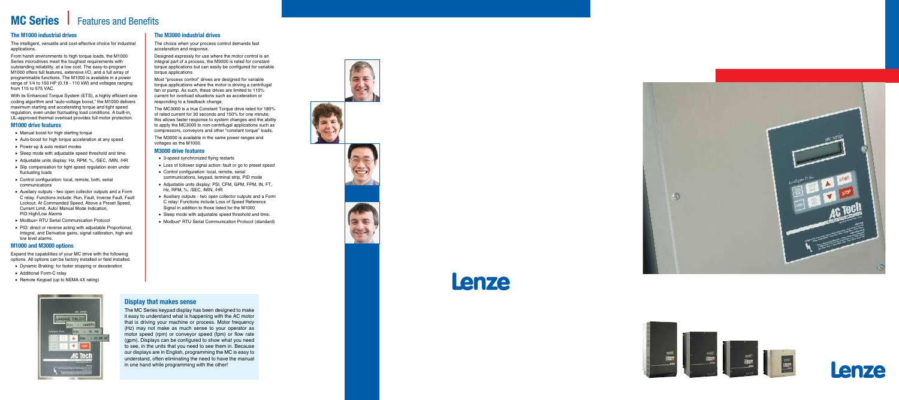# MC Series | Features and Benefits

## The M1000 industrial drives

The intelligent, versatile and cost-effective choice for industrial applications.

From harsh environments to high torque loads, the M1000 Series microdrives meet the toughest requirements with outstanding reliability, at a low cost. The easy-to-program M1000 offers full features, extensive I/O, and a full array of programmable functions. The M1000 is available in a power range of 1/4 to 150 HP (0.18 - 110 kW) and voltages ranging from 115 to 575 VAC.

With its Enhanced Torque System (ETS), a highly efficient sine coding algorithm and "auto-voltage boost," the M1000 delivers maximum starting and accelerating torque and tight speed regulation, even under fluctuating load conditions. A built-in, UL-approved thermal overload provides full motor protection.

### M1000 drive features

- Manual boost for high starting torque
- Auto-boost for high torque acceleration at any speed
- Power-up & auto restart modes
- Sleep mode with adjustable speed threshold and time.
- Adjustable units display: Hz, RPM, %, /SEC, /MIN, /HR
- Slip compensation for tight speed regulation even under fluctuating loads
- Control configuration: local, remote, both, serial communications
- Auxiliary outputs - two open collector outputs and a Form C relay. Functions include: Run, Fault, Inverse Fault, Fault Lockout, At Commanded Speed, Above a Preset Speed, Current Limit, Auto/ Manual Mode Indication, PID High/Low Alarms
- Modbus® RTU Serial Communication Protocol
- PID: direct or reverse acting with adjustable Proportional, Integral, and Derivative gains, signal calibration, high and low level alarms.

### M1000 and M3000 options

Expand the capabilities of your MC drive with the following options. All options can be factory installed or field installed.

- Dynamic Braking: for faster stopping or deceleration
- Additional Form-C relay
- Remote Keypad (up to NEMA 4X rating)

## The M3000 industrial drives

The choice when your process control demands fast acceleration and response.

Designed expressly for use where the motor control is an integral part of a process, the M3000 is rated for constant torque applications but can easily be configured for variable torque applications.

Most "process control" drives are designed for variable torque applications where the motor is driving a centrifugal fan or pump. As such, these drives are limited to 110% current for overload situations such as acceleration or responding to a feedback change.

The MC3000 is a true Constant Torque drive rated for 180% of rated current for 30 seconds and 150% for one minute; this allows faster response to system changes and the ability to apply the MC3000 to non-centrifugal applications such as compressors, conveyors and other "constant torque" loads.

The M3000 is available in the same power ranges and voltages as the M1000.

### M3000 drive features

- 3-speed synchronized flying restarts
- Loss of follower signal action: fault or go to preset speed
- Control configuration: local, remote, serial communications, keypad, terminal strip, PID mode
- Adjustable units display: PSI, CFM, GPM, FPM, IN, FT, Hz, RPM, %, /SEC, /MIN, /HR
- Auxiliary outputs - two open collector outputs and a Form C relay: Functions include Loss of Speed Reference Signal in addition to those listed for the M1000.
- Sleep mode with adjustable speed threshold and time.
- Modbus® RTU Serial Communication Protocol (standard)

## Display that makes sense

The MC Series keypad display has been designed to make it easy to understand what is happening with the AC motor that is driving your machine or process. Motor frequency (Hz) may not make as much sense to your operator as motor speed (rpm) or conveyor speed (fpm) or flow rate (gpm). Displays can be configured to show what you need to see, in the units that you need to see them in. Because our displays are in English, programming the MC is easy to understand, often eliminating the need to have the manual in one hand while programming with the other!

Lenze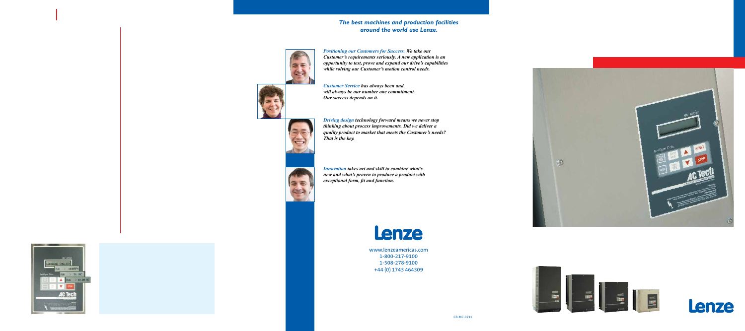***The best machines and production facilities around the world use Lenze.***

***Positioning our Customers for Success.*** ***We take our Customer's requirements seriously. A new application is an opportunity to test, prove and expand our drive's capabilities while solving our Customer's motion control needs.***

***Customer Service*** ***has always been and will always be our number one commitment. Our success depends on it.***

***Driving design*** ***technology forward means we never stop thinking about process improvements. Did we deliver a quality product to market that meets the Customer's needs? That is the key.***

***Innovation*** ***takes art and skill to combine what's new and what's proven to produce a product with exceptional form, fit and function.***

Lenze

www.lenzeamericas.com
1-800-217-9100
1-508-278-9100
+44 (0) 1743 464309

CB-MC-0711

Lenze